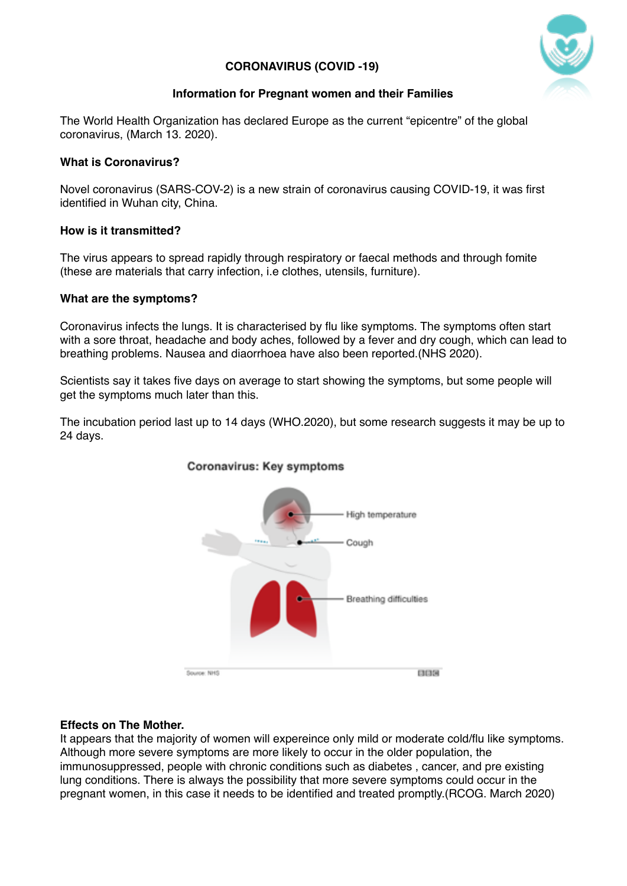## CORONAVIRUS (COVID -19)

### Information for Pregnant women and their Families

The World Health Organization has declared Europe as the current "epicentre" of the global coronavirus, (March 13. 2020).

**What is Coronavirus?**

Novel coronavirus (SARS-COV-2) is a new strain of coronavirus causing COVID-19, it was first identified in Wuhan city, China.

**How is it transmitted?**

The virus appears to spread rapidly through respiratory or faecal methods and through fomite (these are materials that carry infection, i.e clothes, utensils, furniture).

**What are the symptoms?**

Coronavirus infects the lungs. It is characterised by flu like symptoms. The symptoms often start with a sore throat, headache and body aches, followed by a fever and dry cough, which can lead to breathing problems. Nausea and diaorrhoea have also been reported.(NHS 2020).

Scientists say it takes five days on average to start showing the symptoms, but some people will get the symptoms much later than this.

The incubation period last up to 14 days (WHO.2020), but some research suggests it may be up to 24 days.

**Coronavirus: Key symptoms**

- High temperature
- Cough
- Breathing difficulties

Source: NHS — BBC

**Effects on The Mother.**

It appears that the majority of women will expereince only mild or moderate cold/flu like symptoms. Although more severe symptoms are more likely to occur in the older population, the immunosuppressed, people with chronic conditions such as diabetes , cancer, and pre existing lung conditions. There is always the possibility that more severe symptoms could occur in the pregnant women, in this case it needs to be identified and treated promptly.(RCOG. March 2020)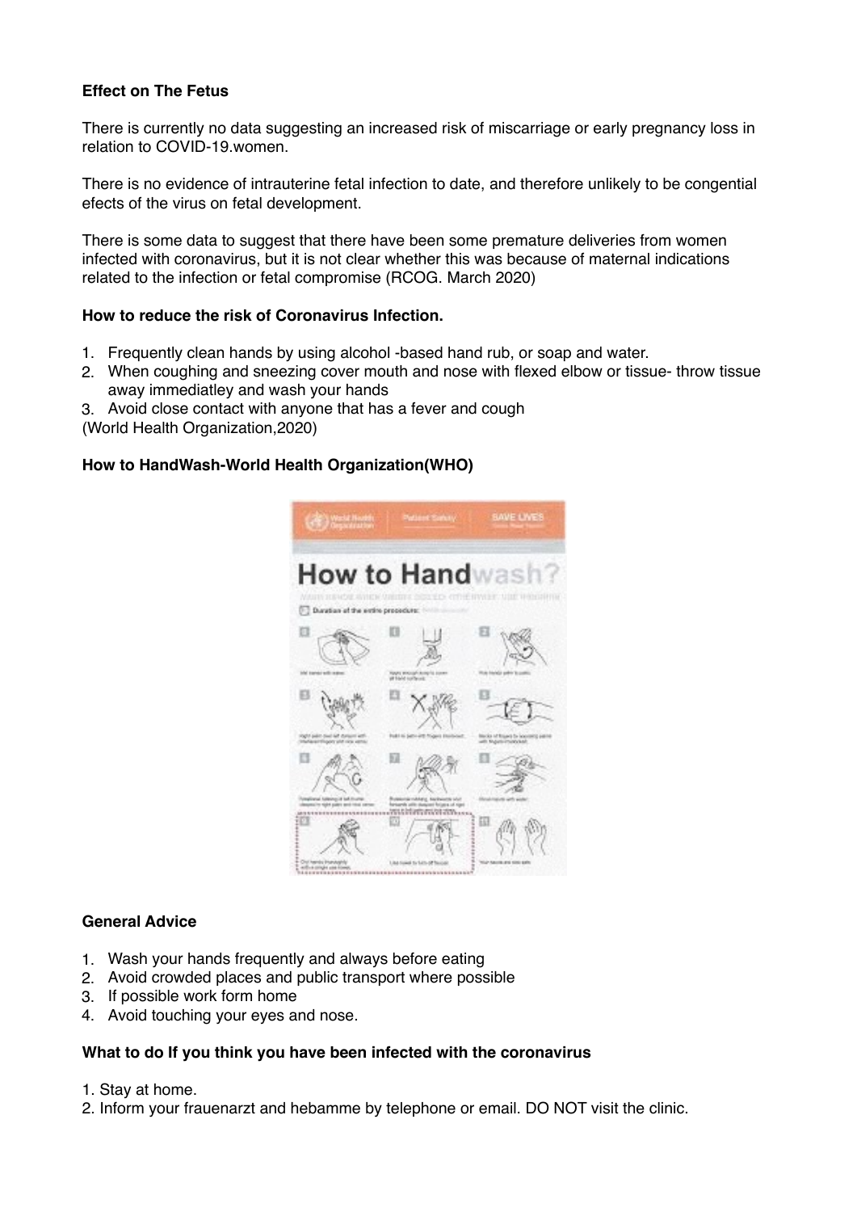**Effect on The Fetus**

There is currently no data suggesting an increased risk of miscarriage or early pregnancy loss in relation to COVID-19.women.

There is no evidence of intrauterine fetal infection to date, and therefore unlikely to be congential efects of the virus on fetal development.

There is some data to suggest that there have been some premature deliveries from women infected with coronavirus, but it is not clear whether this was because of maternal indications related to the infection or fetal compromise (RCOG. March 2020)

**How to reduce the risk of Coronavirus Infection.**

1. Frequently clean hands by using alcohol -based hand rub, or soap and water.
2. When coughing and sneezing cover mouth and nose with flexed elbow or tissue- throw tissue away immediatley and wash your hands
3. Avoid close contact with anyone that has a fever and cough

(World Health Organization,2020)

**How to HandWash-World Health Organization(WHO)**

**General Advice**

1. Wash your hands frequently and always before eating
2. Avoid crowded places and public transport where possible
3. If possible work form home
4. Avoid touching your eyes and nose.

**What to do If you think you have been infected with the coronavirus**

1. Stay at home.
2. Inform your frauenarzt and hebamme by telephone or email. DO NOT visit the clinic.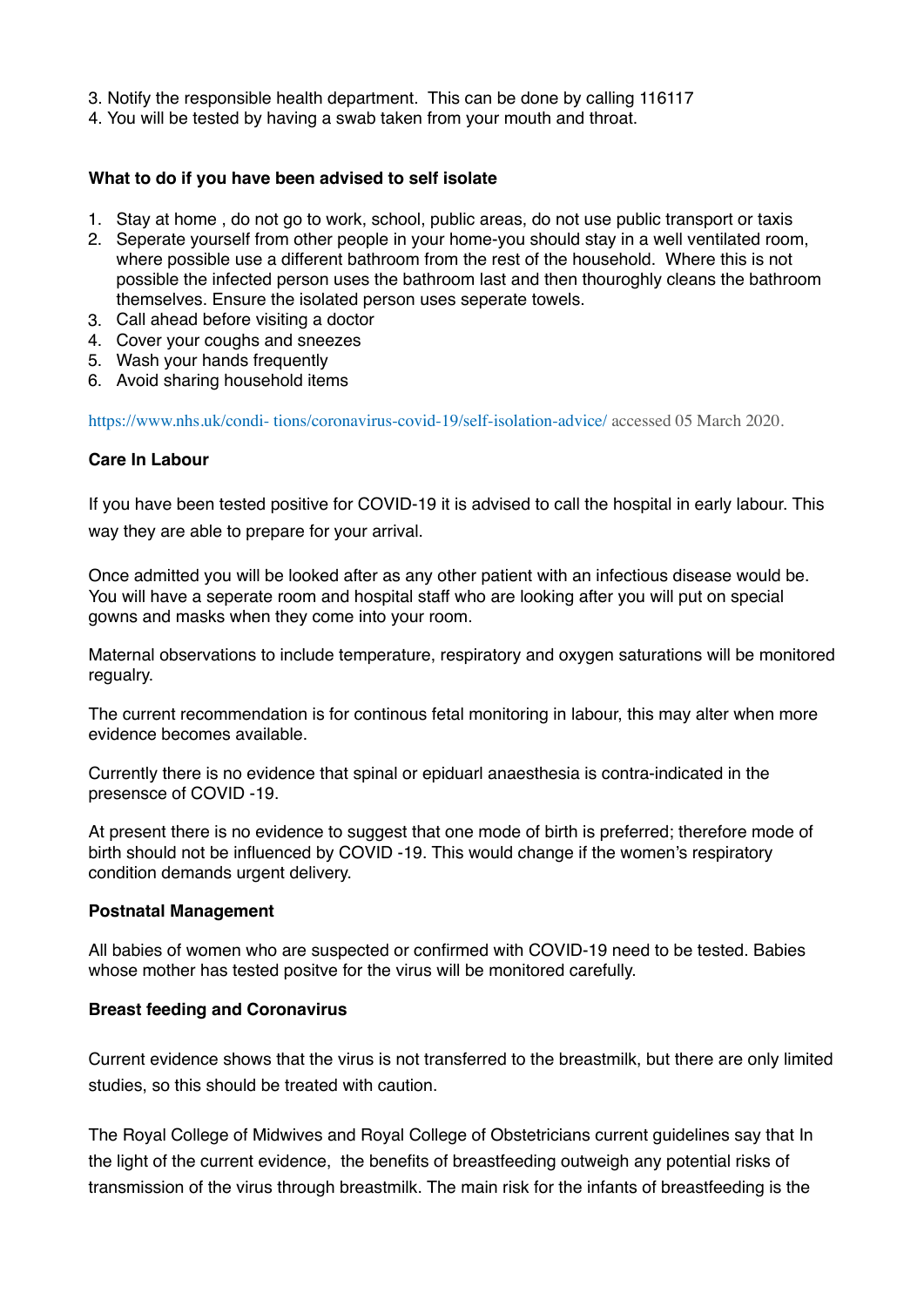3. Notify the responsible health department. This can be done by calling 116117
4. You will be tested by having a swab taken from your mouth and throat.

**What to do if you have been advised to self isolate**

1. Stay at home , do not go to work, school, public areas, do not use public transport or taxis
2. Seperate yourself from other people in your home-you should stay in a well ventilated room, where possible use a different bathroom from the rest of the household. Where this is not possible the infected person uses the bathroom last and then thouroghly cleans the bathroom themselves. Ensure the isolated person uses seperate towels.
3. Call ahead before visiting a doctor
4. Cover your coughs and sneezes
5. Wash your hands frequently
6. Avoid sharing household items

https://www.nhs.uk/condi- tions/coronavirus-covid-19/self-isolation-advice/ accessed 05 March 2020.

**Care In Labour**

If you have been tested positive for COVID-19 it is advised to call the hospital in early labour. This way they are able to prepare for your arrival.

Once admitted you will be looked after as any other patient with an infectious disease would be. You will have a seperate room and hospital staff who are looking after you will put on special gowns and masks when they come into your room.

Maternal observations to include temperature, respiratory and oxygen saturations will be monitored regualry.

The current recommendation is for continous fetal monitoring in labour, this may alter when more evidence becomes available.

Currently there is no evidence that spinal or epiduarl anaesthesia is contra-indicated in the presensce of COVID -19.

At present there is no evidence to suggest that one mode of birth is preferred; therefore mode of birth should not be influenced by COVID -19. This would change if the women's respiratory condition demands urgent delivery.

**Postnatal Management**

All babies of women who are suspected or confirmed with COVID-19 need to be tested. Babies whose mother has tested positve for the virus will be monitored carefully.

**Breast feeding and Coronavirus**

Current evidence shows that the virus is not transferred to the breastmilk, but there are only limited studies, so this should be treated with caution.

The Royal College of Midwives and Royal College of Obstetricians current guidelines say that In the light of the current evidence, the benefits of breastfeeding outweigh any potential risks of transmission of the virus through breastmilk. The main risk for the infants of breastfeeding is the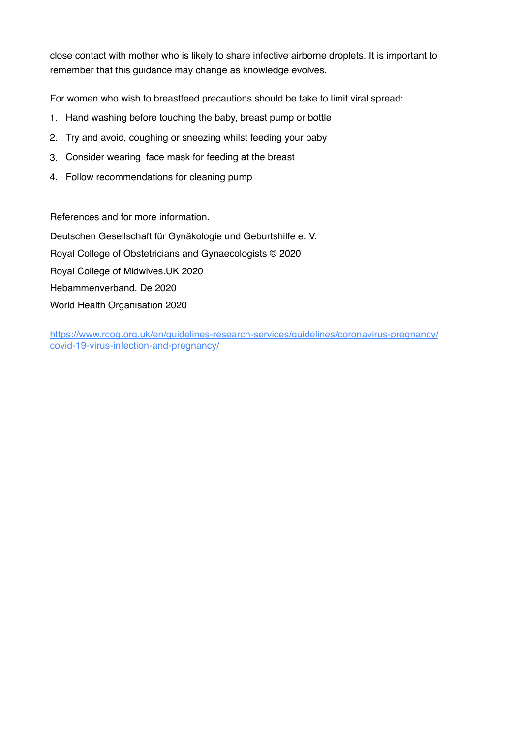close contact with mother who is likely to share infective airborne droplets. It is important to remember that this guidance may change as knowledge evolves.

For women who wish to breastfeed precautions should be take to limit viral spread:

1. Hand washing before touching the baby, breast pump or bottle
2. Try and avoid, coughing or sneezing whilst feeding your baby
3. Consider wearing  face mask for feeding at the breast
4. Follow recommendations for cleaning pump

References and for more information.

Deutschen Gesellschaft für Gynäkologie und Geburtshilfe e. V.

Royal College of Obstetricians and Gynaecologists © 2020

Royal College of Midwives.UK 2020

Hebammenverband. De 2020

World Health Organisation 2020

https://www.rcog.org.uk/en/guidelines-research-services/guidelines/coronavirus-pregnancy/covid-19-virus-infection-and-pregnancy/